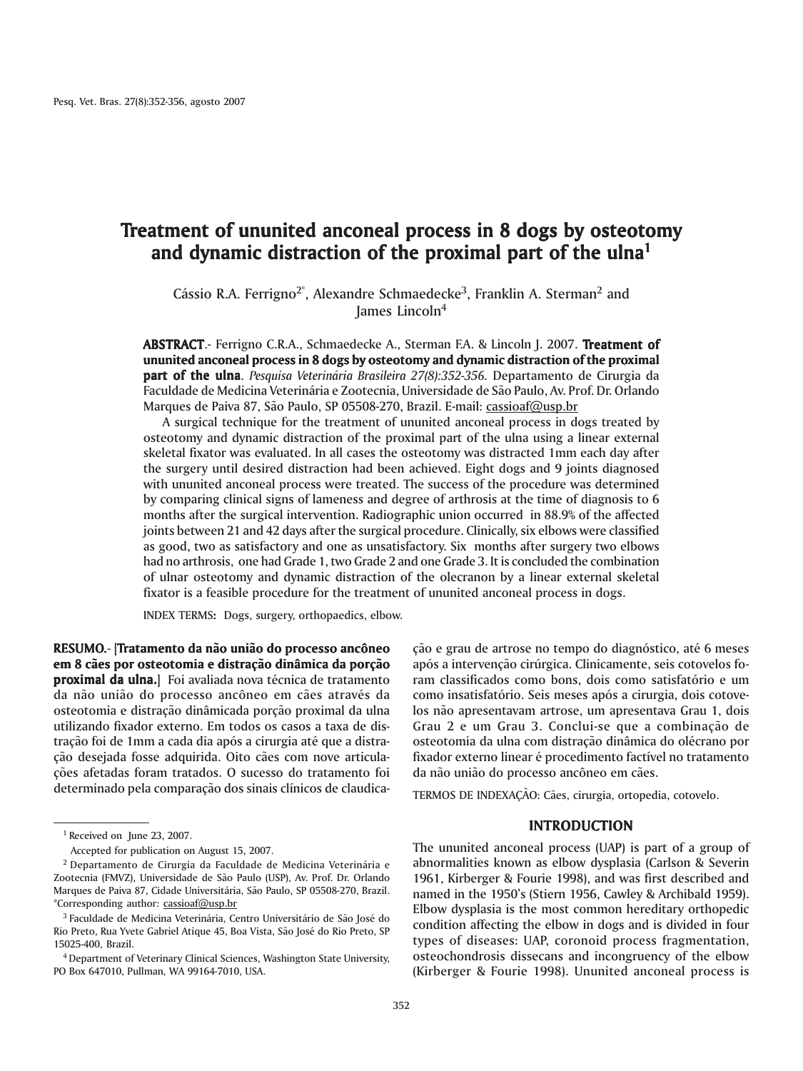# Treatment of ununited anconeal process in 8 dogs by osteotomy and dynamic distraction of the proximal part of the ulna[1]

Cássio R.A. Ferrigno[2*], Alexandre Schmaedecke[3], Franklin A. Sterman[2] and James Lincoln[4]

**ABSTRACT**.- Ferrigno C.R.A., Schmaedecke A., Sterman F.A. & Lincoln J. 2007. **Treatment of ununited anconeal process in 8 dogs by osteotomy and dynamic distraction of the proximal part of the ulna**. *Pesquisa Veterinária Brasileira 27(8):352-356.* Departamento de Cirurgia da Faculdade de Medicina Veterinária e Zootecnia, Universidade de São Paulo, Av. Prof. Dr. Orlando Marques de Paiva 87, São Paulo, SP 05508-270, Brazil. E-mail: cassioaf@usp.br

A surgical technique for the treatment of ununited anconeal process in dogs treated by osteotomy and dynamic distraction of the proximal part of the ulna using a linear external skeletal fixator was evaluated. In all cases the osteotomy was distracted 1mm each day after the surgery until desired distraction had been achieved. Eight dogs and 9 joints diagnosed with ununited anconeal process were treated. The success of the procedure was determined by comparing clinical signs of lameness and degree of arthrosis at the time of diagnosis to 6 months after the surgical intervention. Radiographic union occurred in 88.9% of the affected joints between 21 and 42 days after the surgical procedure. Clinically, six elbows were classified as good, two as satisfactory and one as unsatisfactory. Six months after surgery two elbows had no arthrosis, one had Grade 1, two Grade 2 and one Grade 3. It is concluded the combination of ulnar osteotomy and dynamic distraction of the olecranon by a linear external skeletal fixator is a feasible procedure for the treatment of ununited anconeal process in dogs.

INDEX TERMS: Dogs, surgery, orthopaedics, elbow.

**RESUMO**.- [**Tratamento da não união do processo ancôneo em 8 cães por osteotomia e distração dinâmica da porção proximal da ulna.**] Foi avaliada nova técnica de tratamento da não união do processo ancôneo em cães através da osteotomia e distração dinâmicada porção proximal da ulna utilizando fixador externo. Em todos os casos a taxa de distração foi de 1mm a cada dia após a cirurgia até que a distração desejada fosse adquirida. Oito cães com nove articulações afetadas foram tratados. O sucesso do tratamento foi determinado pela comparação dos sinais clínicos de claudicação e grau de artrose no tempo do diagnóstico, até 6 meses após a intervenção cirúrgica. Clinicamente, seis cotovelos foram classificados como bons, dois como satisfatório e um como insatisfatório. Seis meses após a cirurgia, dois cotovelos não apresentavam artrose, um apresentava Grau 1, dois Grau 2 e um Grau 3. Conclui-se que a combinação de osteotomia da ulna com distração dinâmica do olécrano por fixador externo linear é procedimento factível no tratamento da não união do processo ancôneo em cães.

TERMOS DE INDEXAÇÃO: Cães, cirurgia, ortopedia, cotovelo.

## INTRODUCTION

The ununited anconeal process (UAP) is part of a group of abnormalities known as elbow dysplasia (Carlson & Severin 1961, Kirberger & Fourie 1998), and was first described and named in the 1950's (Stiern 1956, Cawley & Archibald 1959). Elbow dysplasia is the most common hereditary orthopedic condition affecting the elbow in dogs and is divided in four types of diseases: UAP, coronoid process fragmentation, osteochondrosis dissecans and incongruency of the elbow (Kirberger & Fourie 1998). Ununited anconeal process is

---

[1] Received on June 23, 2007.
Accepted for publication on August 15, 2007.

[2] Departamento de Cirurgia da Faculdade de Medicina Veterinária e Zootecnia (FMVZ), Universidade de São Paulo (USP), Av. Prof. Dr. Orlando Marques de Paiva 87, Cidade Universitária, São Paulo, SP 05508-270, Brazil. *Corresponding author: cassioaf@usp.br

[3] Faculdade de Medicina Veterinária, Centro Universitário de São José do Rio Preto, Rua Yvete Gabriel Atique 45, Boa Vista, São José do Rio Preto, SP 15025-400, Brazil.

[4] Department of Veterinary Clinical Sciences, Washington State University, PO Box 647010, Pullman, WA 99164-7010, USA.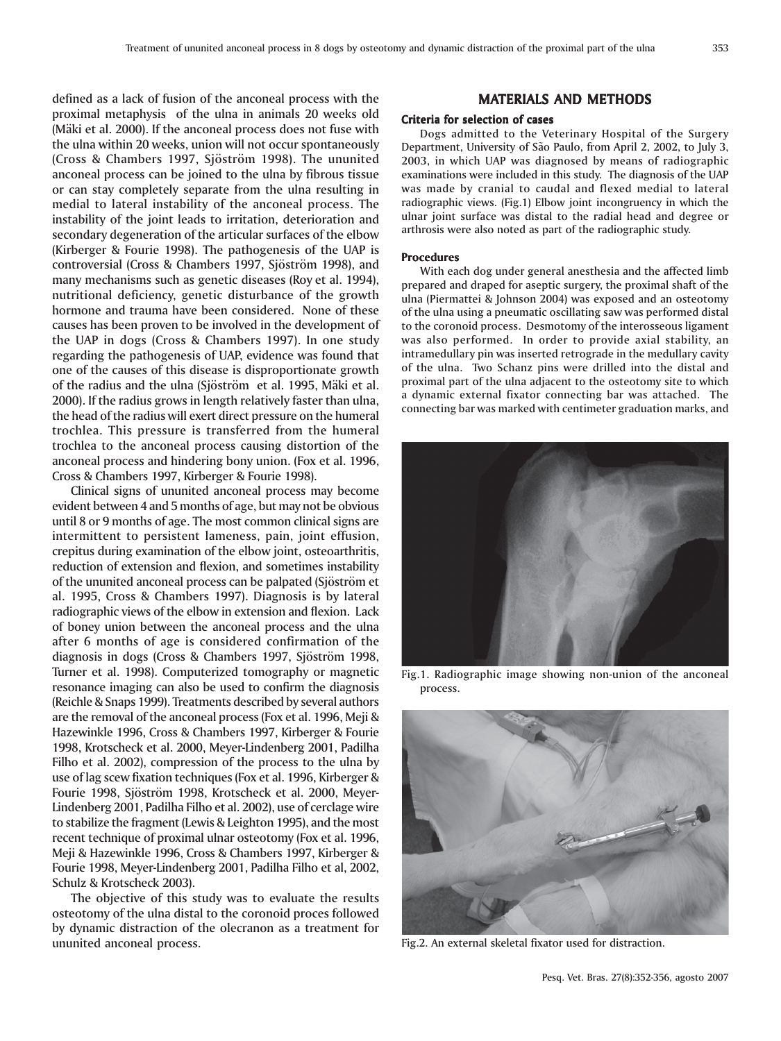defined as a lack of fusion of the anconeal process with the proximal metaphysis of the ulna in animals 20 weeks old (Mäki et al. 2000). If the anconeal process does not fuse with the ulna within 20 weeks, union will not occur spontaneously (Cross & Chambers 1997, Sjöström 1998). The ununited anconeal process can be joined to the ulna by fibrous tissue or can stay completely separate from the ulna resulting in medial to lateral instability of the anconeal process. The instability of the joint leads to irritation, deterioration and secondary degeneration of the articular surfaces of the elbow (Kirberger & Fourie 1998). The pathogenesis of the UAP is controversial (Cross & Chambers 1997, Sjöström 1998), and many mechanisms such as genetic diseases (Roy et al. 1994), nutritional deficiency, genetic disturbance of the growth hormone and trauma have been considered. None of these causes has been proven to be involved in the development of the UAP in dogs (Cross & Chambers 1997). In one study regarding the pathogenesis of UAP, evidence was found that one of the causes of this disease is disproportionate growth of the radius and the ulna (Sjöström et al. 1995, Mäki et al. 2000). If the radius grows in length relatively faster than ulna, the head of the radius will exert direct pressure on the humeral trochlea. This pressure is transferred from the humeral trochlea to the anconeal process causing distortion of the anconeal process and hindering bony union. (Fox et al. 1996, Cross & Chambers 1997, Kirberger & Fourie 1998).

Clinical signs of ununited anconeal process may become evident between 4 and 5 months of age, but may not be obvious until 8 or 9 months of age. The most common clinical signs are intermittent to persistent lameness, pain, joint effusion, crepitus during examination of the elbow joint, osteoarthritis, reduction of extension and flexion, and sometimes instability of the ununited anconeal process can be palpated (Sjöström et al. 1995, Cross & Chambers 1997). Diagnosis is by lateral radiographic views of the elbow in extension and flexion. Lack of boney union between the anconeal process and the ulna after 6 months of age is considered confirmation of the diagnosis in dogs (Cross & Chambers 1997, Sjöström 1998, Turner et al. 1998). Computerized tomography or magnetic resonance imaging can also be used to confirm the diagnosis (Reichle & Snaps 1999). Treatments described by several authors are the removal of the anconeal process (Fox et al. 1996, Meji & Hazewinkle 1996, Cross & Chambers 1997, Kirberger & Fourie 1998, Krotscheck et al. 2000, Meyer-Lindenberg 2001, Padilha Filho et al. 2002), compression of the process to the ulna by use of lag scew fixation techniques (Fox et al. 1996, Kirberger & Fourie 1998, Sjöström 1998, Krotscheck et al. 2000, Meyer-Lindenberg 2001, Padilha Filho et al. 2002), use of cerclage wire to stabilize the fragment (Lewis & Leighton 1995), and the most recent technique of proximal ulnar osteotomy (Fox et al. 1996, Meji & Hazewinkle 1996, Cross & Chambers 1997, Kirberger & Fourie 1998, Meyer-Lindenberg 2001, Padilha Filho et al, 2002, Schulz & Krotscheck 2003).

The objective of this study was to evaluate the results osteotomy of the ulna distal to the coronoid proces followed by dynamic distraction of the olecranon as a treatment for ununited anconeal process.

## MATERIALS AND METHODS

### Criteria for selection of cases

Dogs admitted to the Veterinary Hospital of the Surgery Department, University of São Paulo, from April 2, 2002, to July 3, 2003, in which UAP was diagnosed by means of radiographic examinations were included in this study. The diagnosis of the UAP was made by cranial to caudal and flexed medial to lateral radiographic views. (Fig.1) Elbow joint incongruency in which the ulnar joint surface was distal to the radial head and degree or arthrosis were also noted as part of the radiographic study.

### Procedures

With each dog under general anesthesia and the affected limb prepared and draped for aseptic surgery, the proximal shaft of the ulna (Piermattei & Johnson 2004) was exposed and an osteotomy of the ulna using a pneumatic oscillating saw was performed distal to the coronoid process. Desmotomy of the interosseous ligament was also performed. In order to provide axial stability, an intramedullary pin was inserted retrograde in the medullary cavity of the ulna. Two Schanz pins were drilled into the distal and proximal part of the ulna adjacent to the osteotomy site to which a dynamic external fixator connecting bar was attached. The connecting bar was marked with centimeter graduation marks, and

Fig.1. Radiographic image showing non-union of the anconeal process.

Fig.2. An external skeletal fixator used for distraction.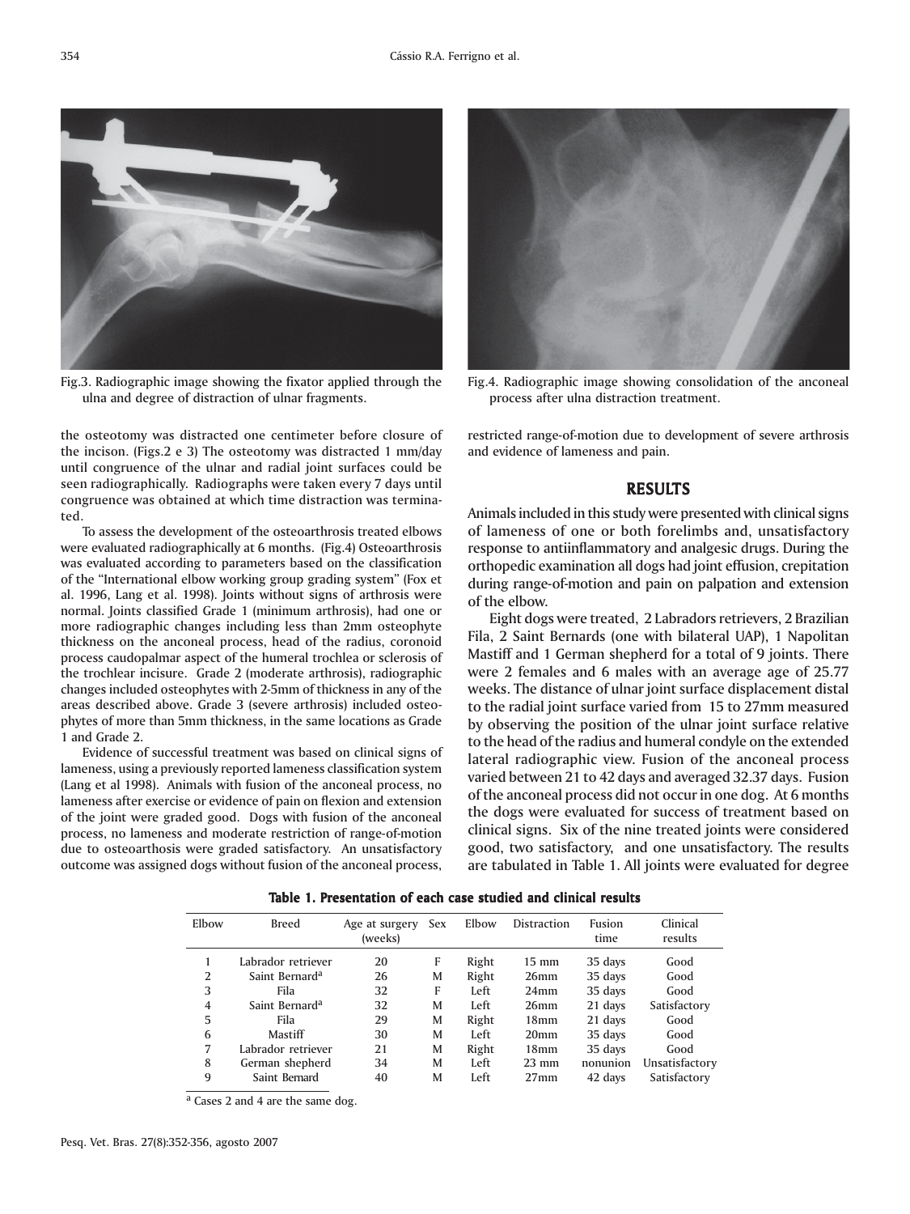Fig.3. Radiographic image showing the fixator applied through the ulna and degree of distraction of ulnar fragments.

Fig.4. Radiographic image showing consolidation of the anconeal process after ulna distraction treatment.

the osteotomy was distracted one centimeter before closure of the incison. (Figs.2 e 3) The osteotomy was distracted 1 mm/day until congruence of the ulnar and radial joint surfaces could be seen radiographically. Radiographs were taken every 7 days until congruence was obtained at which time distraction was terminated.

To assess the development of the osteoarthrosis treated elbows were evaluated radiographically at 6 months. (Fig.4) Osteoarthrosis was evaluated according to parameters based on the classification of the "International elbow working group grading system" (Fox et al. 1996, Lang et al. 1998). Joints without signs of arthrosis were normal. Joints classified Grade 1 (minimum arthrosis), had one or more radiographic changes including less than 2mm osteophyte thickness on the anconeal process, head of the radius, coronoid process caudopalmar aspect of the humeral trochlea or sclerosis of the trochlear incisure. Grade 2 (moderate arthrosis), radiographic changes included osteophytes with 2-5mm of thickness in any of the areas described above. Grade 3 (severe arthrosis) included osteophytes of more than 5mm thickness, in the same locations as Grade 1 and Grade 2.

Evidence of successful treatment was based on clinical signs of lameness, using a previously reported lameness classification system (Lang et al 1998). Animals with fusion of the anconeal process, no lameness after exercise or evidence of pain on flexion and extension of the joint were graded good. Dogs with fusion of the anconeal process, no lameness and moderate restriction of range-of-motion due to osteoarthosis were graded satisfactory. An unsatisfactory outcome was assigned dogs without fusion of the anconeal process, restricted range-of-motion due to development of severe arthrosis and evidence of lameness and pain.

## RESULTS

Animals included in this study were presented with clinical signs of lameness of one or both forelimbs and, unsatisfactory response to antiinflammatory and analgesic drugs. During the orthopedic examination all dogs had joint effusion, crepitation during range-of-motion and pain on palpation and extension of the elbow.

Eight dogs were treated, 2 Labradors retrievers, 2 Brazilian Fila, 2 Saint Bernards (one with bilateral UAP), 1 Napolitan Mastiff and 1 German shepherd for a total of 9 joints. There were 2 females and 6 males with an average age of 25.77 weeks. The distance of ulnar joint surface displacement distal to the radial joint surface varied from 15 to 27mm measured by observing the position of the ulnar joint surface relative to the head of the radius and humeral condyle on the extended lateral radiographic view. Fusion of the anconeal process varied between 21 to 42 days and averaged 32.37 days. Fusion of the anconeal process did not occur in one dog. At 6 months the dogs were evaluated for success of treatment based on clinical signs. Six of the nine treated joints were considered good, two satisfactory, and one unsatisfactory. The results are tabulated in Table 1. All joints were evaluated for degree

**Table 1. Presentation of each case studied and clinical results**

| Elbow | Breed | Age at surgery (weeks) | Sex | Elbow | Distraction | Fusion time | Clinical results |
|---|---|---|---|---|---|---|---|
| 1 | Labrador retriever | 20 | F | Right | 15 mm | 35 days | Good |
| 2 | Saint Bernard[a] | 26 | M | Right | 26mm | 35 days | Good |
| 3 | Fila | 32 | F | Left | 24mm | 35 days | Good |
| 4 | Saint Bernard[a] | 32 | M | Left | 26mm | 21 days | Satisfactory |
| 5 | Fila | 29 | M | Right | 18mm | 21 days | Good |
| 6 | Mastiff | 30 | M | Left | 20mm | 35 days | Good |
| 7 | Labrador retriever | 21 | M | Right | 18mm | 35 days | Good |
| 8 | German shepherd | 34 | M | Left | 23 mm | nonunion | Unsatisfactory |
| 9 | Saint Bernard | 40 | M | Left | 27mm | 42 days | Satisfactory |

[a] Cases 2 and 4 are the same dog.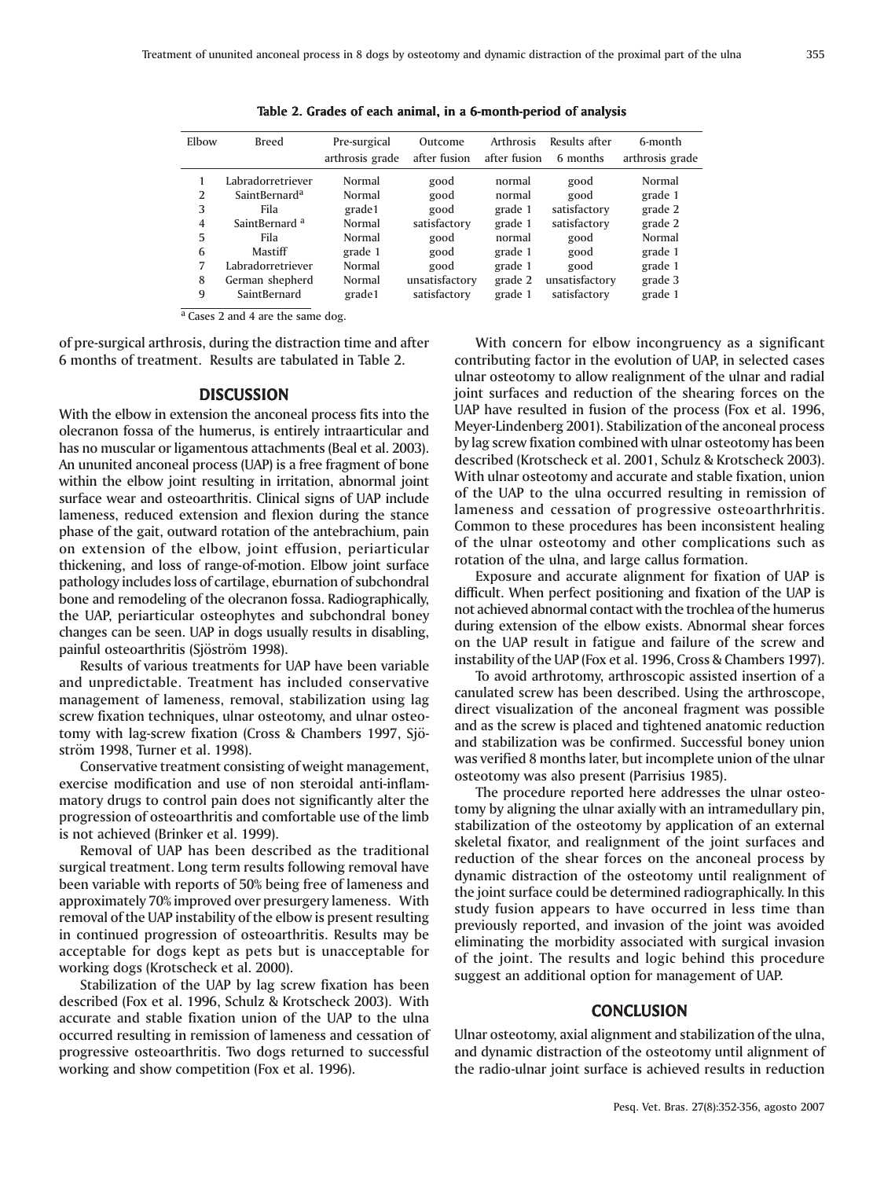**Table 2. Grades of each animal, in a 6-month-period of analysis**

| Elbow | Breed | Pre-surgical arthrosis grade | Outcome after fusion | Arthrosis after fusion | Results after 6 months | 6-month arthrosis grade |
|---|---|---|---|---|---|---|
| 1 | Labradorretriever | Normal | good | normal | good | Normal |
| 2 | SaintBernard[a] | Normal | good | normal | good | grade 1 |
| 3 | Fila | grade1 | good | grade 1 | satisfactory | grade 2 |
| 4 | SaintBernard [a] | Normal | satisfactory | grade 1 | satisfactory | grade 2 |
| 5 | Fila | Normal | good | normal | good | Normal |
| 6 | Mastiff | grade 1 | good | grade 1 | good | grade 1 |
| 7 | Labradorretriever | Normal | good | grade 1 | good | grade 1 |
| 8 | German shepherd | Normal | unsatisfactory | grade 2 | unsatisfactory | grade 3 |
| 9 | SaintBernard | grade1 | satisfactory | grade 1 | satisfactory | grade 1 |

[a] Cases 2 and 4 are the same dog.

of pre-surgical arthrosis, during the distraction time and after 6 months of treatment. Results are tabulated in Table 2.

## DISCUSSION

With the elbow in extension the anconeal process fits into the olecranon fossa of the humerus, is entirely intraarticular and has no muscular or ligamentous attachments (Beal et al. 2003). An ununited anconeal process (UAP) is a free fragment of bone within the elbow joint resulting in irritation, abnormal joint surface wear and osteoarthritis. Clinical signs of UAP include lameness, reduced extension and flexion during the stance phase of the gait, outward rotation of the antebrachium, pain on extension of the elbow, joint effusion, periarticular thickening, and loss of range-of-motion. Elbow joint surface pathology includes loss of cartilage, eburnation of subchondral bone and remodeling of the olecranon fossa. Radiographically, the UAP, periarticular osteophytes and subchondral boney changes can be seen. UAP in dogs usually results in disabling, painful osteoarthritis (Sjöström 1998).

Results of various treatments for UAP have been variable and unpredictable. Treatment has included conservative management of lameness, removal, stabilization using lag screw fixation techniques, ulnar osteotomy, and ulnar osteotomy with lag-screw fixation (Cross & Chambers 1997, Sjöström 1998, Turner et al. 1998).

Conservative treatment consisting of weight management, exercise modification and use of non steroidal anti-inflammatory drugs to control pain does not significantly alter the progression of osteoarthritis and comfortable use of the limb is not achieved (Brinker et al. 1999).

Removal of UAP has been described as the traditional surgical treatment. Long term results following removal have been variable with reports of 50% being free of lameness and approximately 70% improved over presurgery lameness. With removal of the UAP instability of the elbow is present resulting in continued progression of osteoarthritis. Results may be acceptable for dogs kept as pets but is unacceptable for working dogs (Krotscheck et al. 2000).

Stabilization of the UAP by lag screw fixation has been described (Fox et al. 1996, Schulz & Krotscheck 2003). With accurate and stable fixation union of the UAP to the ulna occurred resulting in remission of lameness and cessation of progressive osteoarthritis. Two dogs returned to successful working and show competition (Fox et al. 1996).

With concern for elbow incongruency as a significant contributing factor in the evolution of UAP, in selected cases ulnar osteotomy to allow realignment of the ulnar and radial joint surfaces and reduction of the shearing forces on the UAP have resulted in fusion of the process (Fox et al. 1996, Meyer-Lindenberg 2001). Stabilization of the anconeal process by lag screw fixation combined with ulnar osteotomy has been described (Krotscheck et al. 2001, Schulz & Krotscheck 2003). With ulnar osteotomy and accurate and stable fixation, union of the UAP to the ulna occurred resulting in remission of lameness and cessation of progressive osteoarthrhritis. Common to these procedures has been inconsistent healing of the ulnar osteotomy and other complications such as rotation of the ulna, and large callus formation.

Exposure and accurate alignment for fixation of UAP is difficult. When perfect positioning and fixation of the UAP is not achieved abnormal contact with the trochlea of the humerus during extension of the elbow exists. Abnormal shear forces on the UAP result in fatigue and failure of the screw and instability of the UAP (Fox et al. 1996, Cross & Chambers 1997).

To avoid arthrotomy, arthroscopic assisted insertion of a canulated screw has been described. Using the arthroscope, direct visualization of the anconeal fragment was possible and as the screw is placed and tightened anatomic reduction and stabilization was be confirmed. Successful boney union was verified 8 months later, but incomplete union of the ulnar osteotomy was also present (Parrisius 1985).

The procedure reported here addresses the ulnar osteotomy by aligning the ulnar axially with an intramedullary pin, stabilization of the osteotomy by application of an external skeletal fixator, and realignment of the joint surfaces and reduction of the shear forces on the anconeal process by dynamic distraction of the osteotomy until realignment of the joint surface could be determined radiographically. In this study fusion appears to have occurred in less time than previously reported, and invasion of the joint was avoided eliminating the morbidity associated with surgical invasion of the joint. The results and logic behind this procedure suggest an additional option for management of UAP.

## CONCLUSION

Ulnar osteotomy, axial alignment and stabilization of the ulna, and dynamic distraction of the osteotomy until alignment of the radio-ulnar joint surface is achieved results in reduction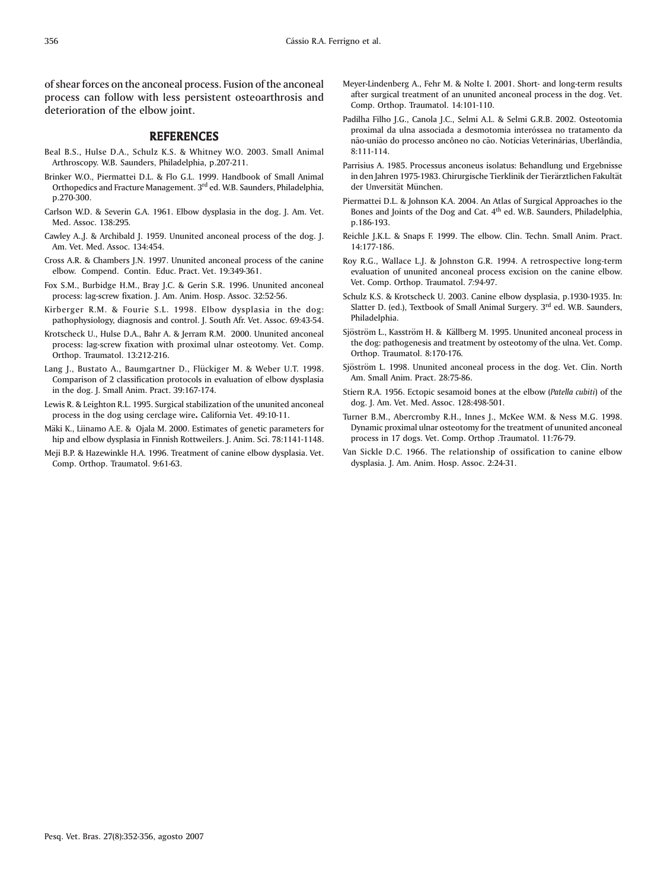of shear forces on the anconeal process. Fusion of the anconeal process can follow with less persistent osteoarthrosis and deterioration of the elbow joint.

## REFERENCES

Beal B.S., Hulse D.A., Schulz K.S. & Whitney W.O. 2003. Small Animal Arthroscopy. W.B. Saunders, Philadelphia, p.207-211.

Brinker W.O., Piermattei D.L. & Flo G.L. 1999. Handbook of Small Animal Orthopedics and Fracture Management. 3rd ed. W.B. Saunders, Philadelphia, p.270-300.

Carlson W.D. & Severin G.A. 1961. Elbow dysplasia in the dog. J. Am. Vet. Med. Assoc. 138:295.

Cawley A.,J. & Archibald J. 1959. Ununited anconeal process of the dog. J. Am. Vet. Med. Assoc. 134:454.

Cross A.R. & Chambers J.N. 1997. Ununited anconeal process of the canine elbow. Compend. Contin. Educ. Pract. Vet. 19:349-361.

Fox S.M., Burbidge H.M., Bray J.C. & Gerin S.R. 1996. Ununited anconeal process: lag-screw fixation. J. Am. Anim. Hosp. Assoc. 32:52-56.

Kirberger R.M. & Fourie S.L. 1998. Elbow dysplasia in the dog: pathophysiology, diagnosis and control. J. South Afr. Vet. Assoc. 69:43-54.

Krotscheck U., Hulse D.A., Bahr A. & Jerram R.M. 2000. Ununited anconeal process: lag-screw fixation with proximal ulnar osteotomy. Vet. Comp. Orthop. Traumatol. 13:212-216.

Lang J., Bustato A., Baumgartner D., Flückiger M. & Weber U.T. 1998. Comparison of 2 classification protocols in evaluation of elbow dysplasia in the dog. J. Small Anim. Pract. 39:167-174.

Lewis R. & Leighton R.L. 1995. Surgical stabilization of the ununited anconeal process in the dog using cerclage wire**.** California Vet. 49:10-11.

Mäki K., Liinamo A.E. & Ojala M. 2000. Estimates of genetic parameters for hip and elbow dysplasia in Finnish Rottweilers. J. Anim. Sci. 78:1141-1148.

Meji B.P. & Hazewinkle H.A. 1996. Treatment of canine elbow dysplasia. Vet. Comp. Orthop. Traumatol. 9:61-63.

Meyer-Lindenberg A., Fehr M. & Nolte I. 2001. Short- and long-term results after surgical treatment of an ununited anconeal process in the dog. Vet. Comp. Orthop. Traumatol. 14:101-110.

Padilha Filho J.G., Canola J.C., Selmi A.L. & Selmi G.R.B. 2002. Osteotomia proximal da ulna associada a desmotomia interóssea no tratamento da não-união do processo ancôneo no cão. Notícias Veterinárias, Uberlândia, 8:111-114.

Parrisius A. 1985. Processus anconeus isolatus: Behandlung und Ergebnisse in den Jahren 1975-1983. Chirurgische Tierklinik der Tierärztlichen Fakultät der Unversität München.

Piermattei D.L. & Johnson K.A. 2004. An Atlas of Surgical Approaches io the Bones and Joints of the Dog and Cat. 4th ed. W.B. Saunders, Philadelphia, p.186-193.

Reichle J.K.L. & Snaps F. 1999. The elbow. Clin. Techn. Small Anim. Pract. 14:177-186.

Roy R.G., Wallace L.J. & Johnston G.R. 1994. A retrospective long-term evaluation of ununited anconeal process excision on the canine elbow. Vet. Comp. Orthop. Traumatol. 7:94-97.

Schulz K.S. & Krotscheck U. 2003. Canine elbow dysplasia, p.1930-1935. In: Slatter D. (ed.), Textbook of Small Animal Surgery. 3rd ed. W.B. Saunders, Philadelphia.

Sjöström L., Kasström H. & Källberg M. 1995. Ununited anconeal process in the dog: pathogenesis and treatment by osteotomy of the ulna. Vet. Comp. Orthop. Traumatol. 8:170-176.

Sjöström L. 1998. Ununited anconeal process in the dog. Vet. Clin. North Am. Small Anim. Pract. 28:75-86.

Stiern R.A. 1956. Ectopic sesamoid bones at the elbow (*Patella cubiti*) of the dog. J. Am. Vet. Med. Assoc. 128:498-501.

Turner B.M., Abercromby R.H., Innes J., McKee W.M. & Ness M.G. 1998. Dynamic proximal ulnar osteotomy for the treatment of ununited anconeal process in 17 dogs. Vet. Comp. Orthop .Traumatol. 11:76-79.

Van Sickle D.C. 1966. The relationship of ossification to canine elbow dysplasia. J. Am. Anim. Hosp. Assoc. 2:24-31.